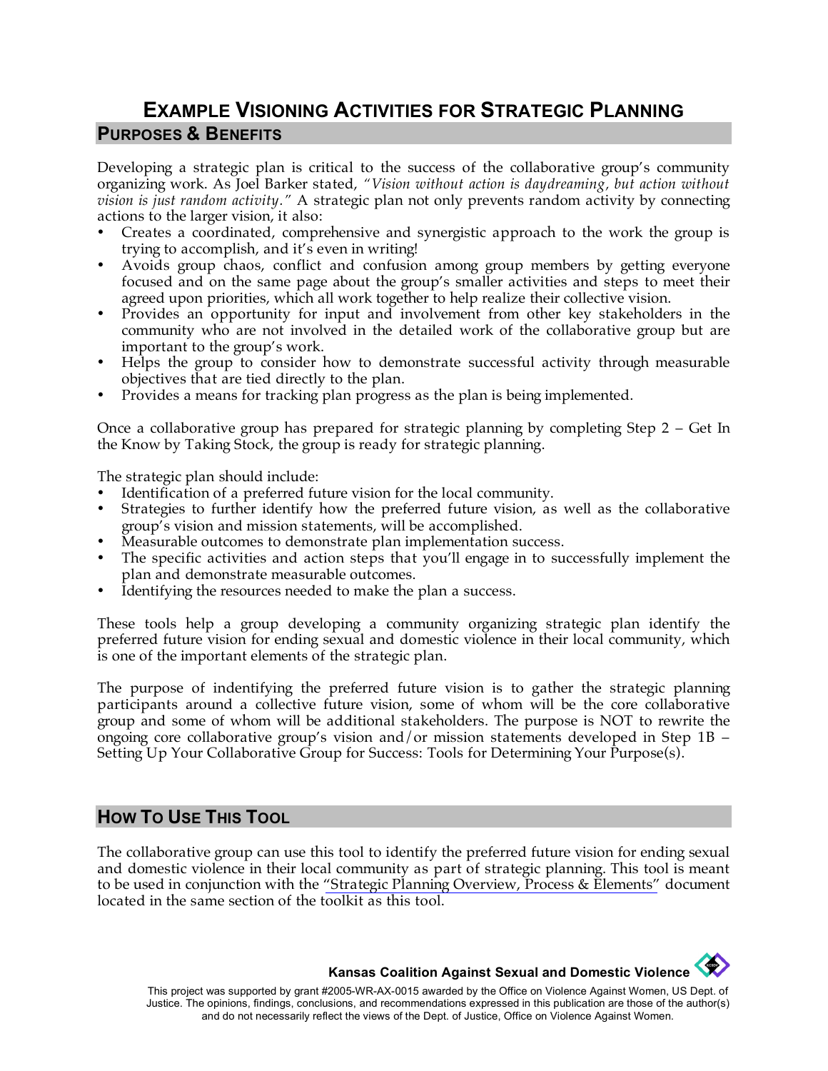# EXAMPLE VISIONING ACTIVITIES FOR STRATEGIC PLANNING

## PURPOSES & BENEFITS

Developing a strategic plan is critical to the success of the collaborative group's community organizing work. As Joel Barker stated, *"Vision without action is daydreaming, but action without vision is just random activity."* A strategic plan not only prevents random activity by connecting actions to the larger vision, it also:

- Creates a coordinated, comprehensive and synergistic approach to the work the group is trying to accomplish, and it's even in writing!
- Avoids group chaos, conflict and confusion among group members by getting everyone focused and on the same page about the group's smaller activities and steps to meet their agreed upon priorities, which all work together to help realize their collective vision.
- Provides an opportunity for input and involvement from other key stakeholders in the community who are not involved in the detailed work of the collaborative group but are important to the group's work.
- Helps the group to consider how to demonstrate successful activity through measurable objectives that are tied directly to the plan.
- Provides a means for tracking plan progress as the plan is being implemented.

Once a collaborative group has prepared for strategic planning by completing Step 2 – Get In the Know by Taking Stock, the group is ready for strategic planning.

The strategic plan should include:

- Identification of a preferred future vision for the local community.
- Strategies to further identify how the preferred future vision, as well as the collaborative group's vision and mission statements, will be accomplished.
- Measurable outcomes to demonstrate plan implementation success.
- The specific activities and action steps that you'll engage in to successfully implement the plan and demonstrate measurable outcomes.
- Identifying the resources needed to make the plan a success.

These tools help a group developing a community organizing strategic plan identify the preferred future vision for ending sexual and domestic violence in their local community, which is one of the important elements of the strategic plan.

The purpose of indentifying the preferred future vision is to gather the strategic planning participants around a collective future vision, some of whom will be the core collaborative group and some of whom will be additional stakeholders. The purpose is NOT to rewrite the ongoing core collaborative group's vision and/or mission statements developed in Step 1B – Setting Up Your Collaborative Group for Success: Tools for Determining Your Purpose(s).

## HOW TO USE THIS TOOL

The collaborative group can use this tool to identify the preferred future vision for ending sexual and domestic violence in their local community as part of strategic planning. This tool is meant to be used in conjunction with the "Strategic Planning Overview, Process & Elements" document located in the same section of the toolkit as this tool.

**Kansas Coalition Against Sexual and Domestic Violence**

This project was supported by grant #2005-WR-AX-0015 awarded by the Office on Violence Against Women, US Dept. of Justice. The opinions, findings, conclusions, and recommendations expressed in this publication are those of the author(s) and do not necessarily reflect the views of the Dept. of Justice, Office on Violence Against Women.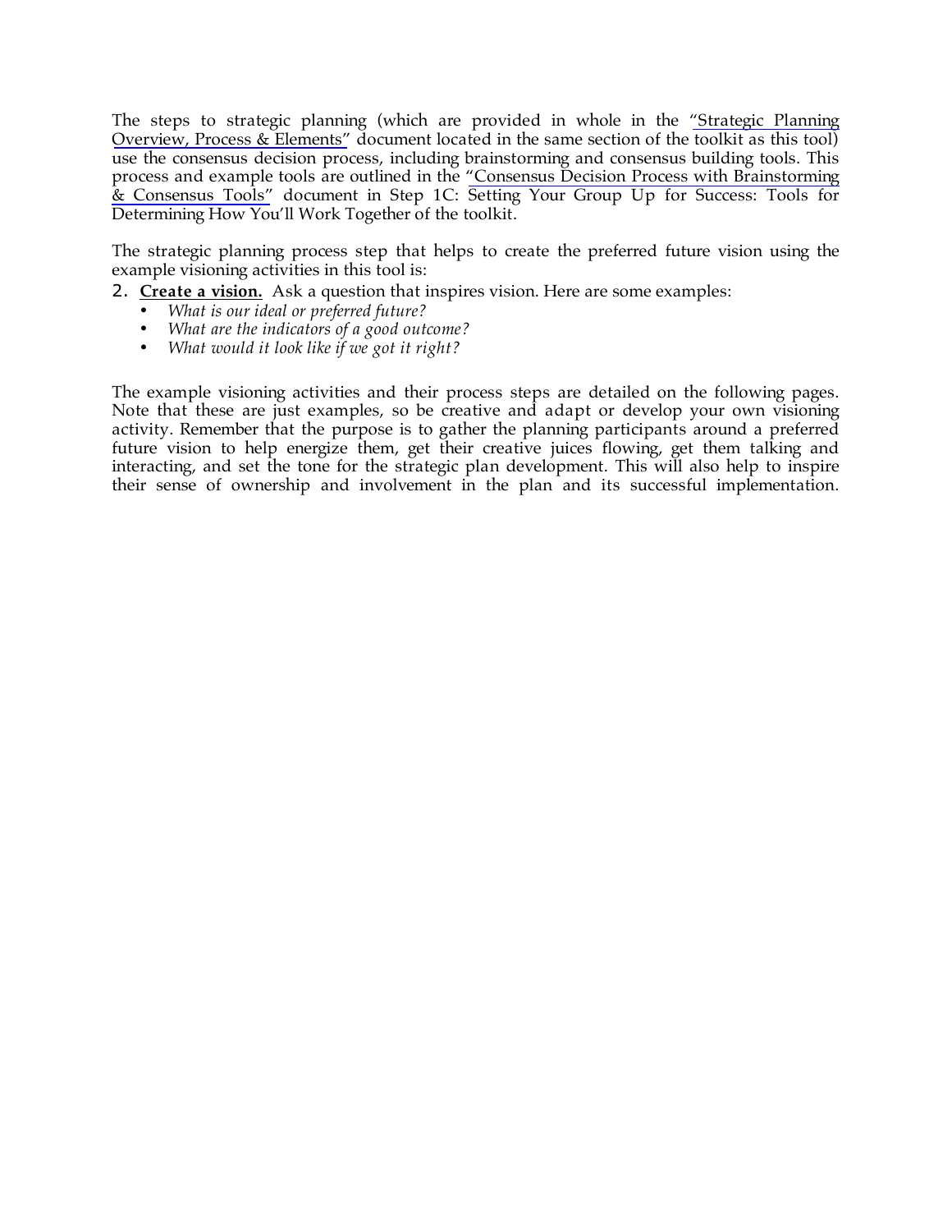The steps to strategic planning (which are provided in whole in the "Strategic Planning Overview, Process & Elements" document located in the same section of the toolkit as this tool) use the consensus decision process, including brainstorming and consensus building tools. This process and example tools are outlined in the "Consensus Decision Process with Brainstorming & Consensus Tools" document in Step 1C: Setting Your Group Up for Success: Tools for Determining How You'll Work Together of the toolkit.

The strategic planning process step that helps to create the preferred future vision using the example visioning activities in this tool is:

2. **Create a vision.** Ask a question that inspires vision. Here are some examples:
   - *What is our ideal or preferred future?*
   - *What are the indicators of a good outcome?*
   - *What would it look like if we got it right?*

The example visioning activities and their process steps are detailed on the following pages. Note that these are just examples, so be creative and adapt or develop your own visioning activity. Remember that the purpose is to gather the planning participants around a preferred future vision to help energize them, get their creative juices flowing, get them talking and interacting, and set the tone for the strategic plan development. This will also help to inspire their sense of ownership and involvement in the plan and its successful implementation.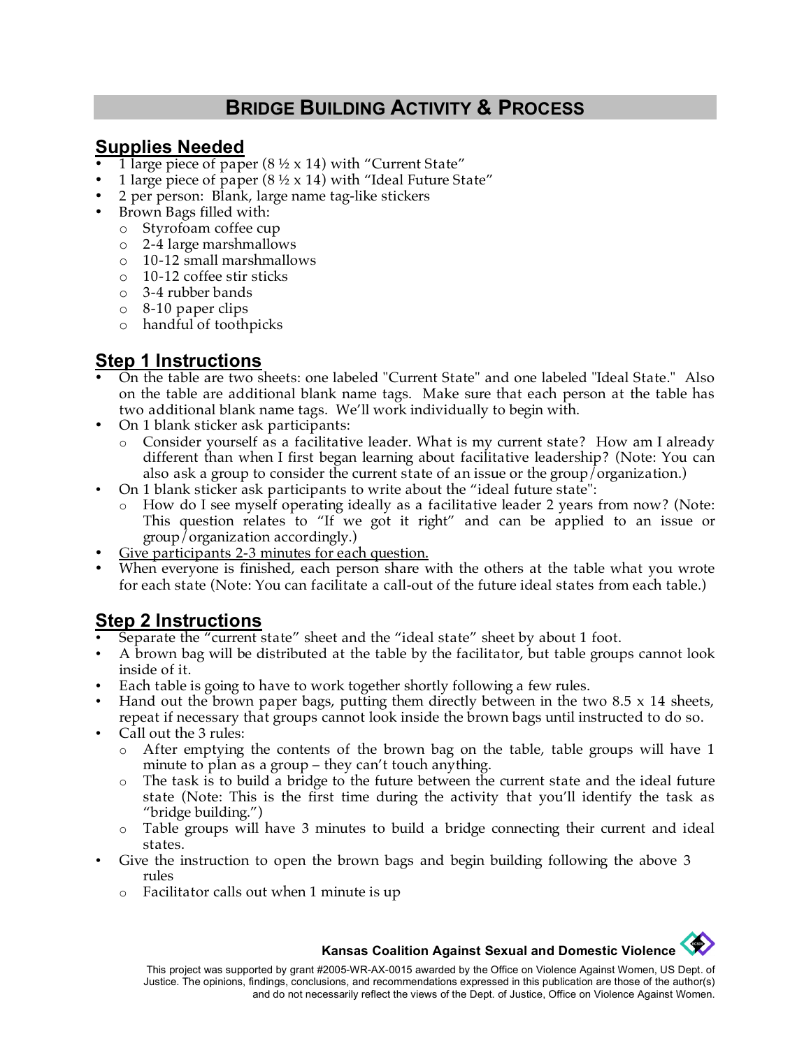# BRIDGE BUILDING ACTIVITY & PROCESS

## Supplies Needed

- 1 large piece of paper (8 ½ x 14) with "Current State"
- 1 large piece of paper (8 ½ x 14) with "Ideal Future State"
- 2 per person: Blank, large name tag-like stickers
- Brown Bags filled with:
  - Styrofoam coffee cup
  - 2-4 large marshmallows
  - 10-12 small marshmallows
  - 10-12 coffee stir sticks
  - 3-4 rubber bands
  - 8-10 paper clips
  - handful of toothpicks

## Step 1 Instructions

- On the table are two sheets: one labeled "Current State" and one labeled "Ideal State." Also on the table are additional blank name tags. Make sure that each person at the table has two additional blank name tags. We'll work individually to begin with.
- On 1 blank sticker ask participants:
  - Consider yourself as a facilitative leader. What is my current state? How am I already different than when I first began learning about facilitative leadership? (Note: You can also ask a group to consider the current state of an issue or the group/organization.)
- On 1 blank sticker ask participants to write about the "ideal future state":
  - How do I see myself operating ideally as a facilitative leader 2 years from now? (Note: This question relates to "If we got it right" and can be applied to an issue or group/organization accordingly.)
- <u>Give participants 2-3 minutes for each question.</u>
- When everyone is finished, each person share with the others at the table what you wrote for each state (Note: You can facilitate a call-out of the future ideal states from each table.)

## Step 2 Instructions

- Separate the "current state" sheet and the "ideal state" sheet by about 1 foot.
- A brown bag will be distributed at the table by the facilitator, but table groups cannot look inside of it.
- Each table is going to have to work together shortly following a few rules.
- Hand out the brown paper bags, putting them directly between in the two 8.5 x 14 sheets, repeat if necessary that groups cannot look inside the brown bags until instructed to do so.
- Call out the 3 rules:
  - After emptying the contents of the brown bag on the table, table groups will have 1 minute to plan as a group – they can't touch anything.
  - The task is to build a bridge to the future between the current state and the ideal future state (Note: This is the first time during the activity that you'll identify the task as "bridge building.")
  - Table groups will have 3 minutes to build a bridge connecting their current and ideal states.
- Give the instruction to open the brown bags and begin building following the above 3 rules
  - Facilitator calls out when 1 minute is up

**Kansas Coalition Against Sexual and Domestic Violence**

This project was supported by grant #2005-WR-AX-0015 awarded by the Office on Violence Against Women, US Dept. of Justice. The opinions, findings, conclusions, and recommendations expressed in this publication are those of the author(s) and do not necessarily reflect the views of the Dept. of Justice, Office on Violence Against Women.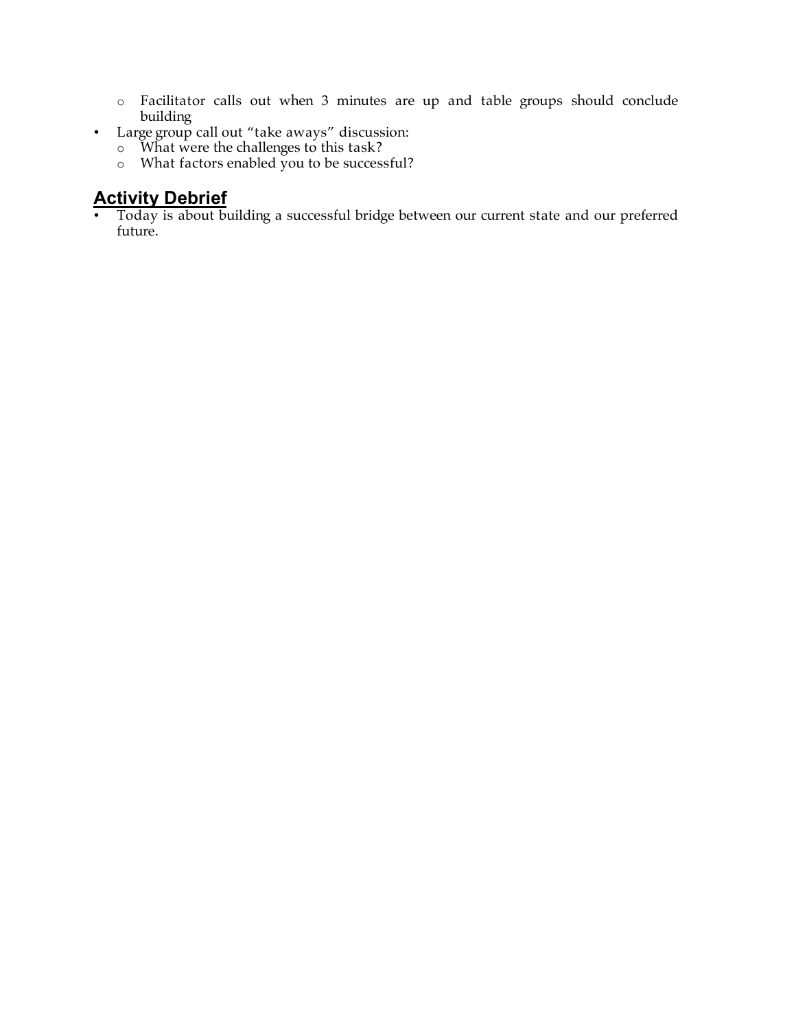- Facilitator calls out when 3 minutes are up and table groups should conclude building
- Large group call out "take aways" discussion:
  - What were the challenges to this task?
  - What factors enabled you to be successful?

## Activity Debrief

- Today is about building a successful bridge between our current state and our preferred future.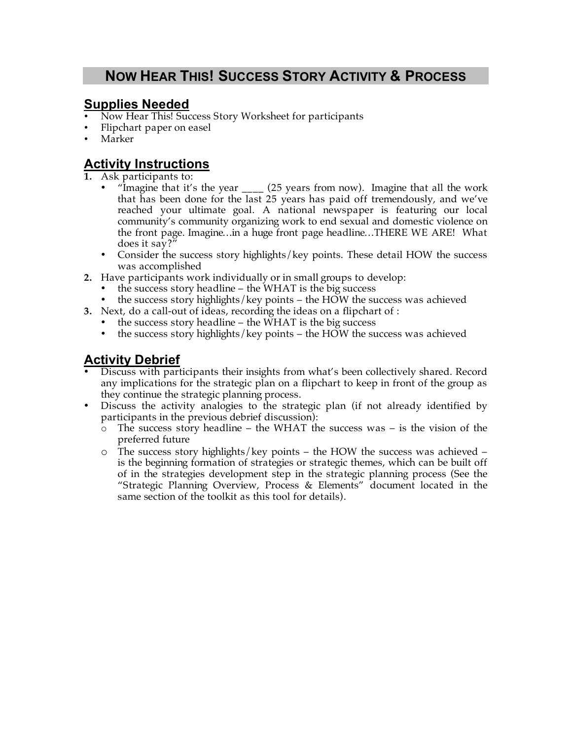# NOW HEAR THIS! SUCCESS STORY ACTIVITY & PROCESS

## Supplies Needed

- Now Hear This! Success Story Worksheet for participants
- Flipchart paper on easel
- Marker

## Activity Instructions

1. Ask participants to:
   - "Imagine that it's the year ____ (25 years from now). Imagine that all the work that has been done for the last 25 years has paid off tremendously, and we've reached your ultimate goal. A national newspaper is featuring our local community's community organizing work to end sexual and domestic violence on the front page. Imagine…in a huge front page headline…THERE WE ARE! What does it say?"
   - Consider the success story highlights/key points. These detail HOW the success was accomplished
2. Have participants work individually or in small groups to develop:
   - the success story headline – the WHAT is the big success
   - the success story highlights/key points – the HOW the success was achieved
3. Next, do a call-out of ideas, recording the ideas on a flipchart of :
   - the success story headline – the WHAT is the big success
   - the success story highlights/key points – the HOW the success was achieved

## Activity Debrief

- Discuss with participants their insights from what's been collectively shared. Record any implications for the strategic plan on a flipchart to keep in front of the group as they continue the strategic planning process.
- Discuss the activity analogies to the strategic plan (if not already identified by participants in the previous debrief discussion):
  - The success story headline – the WHAT the success was – is the vision of the preferred future
  - The success story highlights/key points – the HOW the success was achieved – is the beginning formation of strategies or strategic themes, which can be built off of in the strategies development step in the strategic planning process (See the "Strategic Planning Overview, Process & Elements" document located in the same section of the toolkit as this tool for details).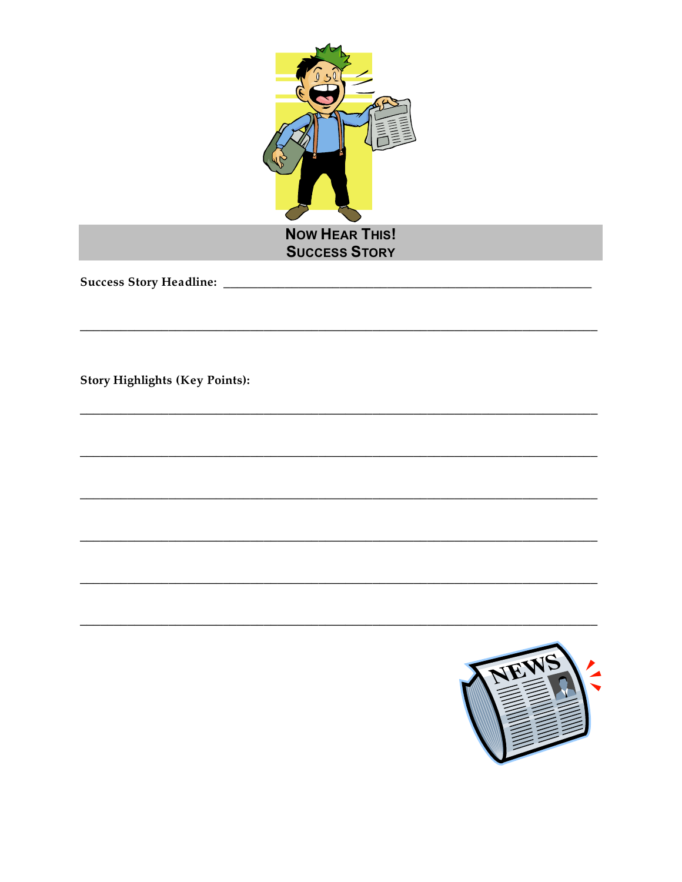## NOW HEAR THIS!
## SUCCESS STORY

**Success Story Headline:** ____________________________________________

________________________________________________________________

**Story Highlights (Key Points):**

________________________________________________________________

________________________________________________________________

________________________________________________________________

________________________________________________________________

________________________________________________________________

________________________________________________________________